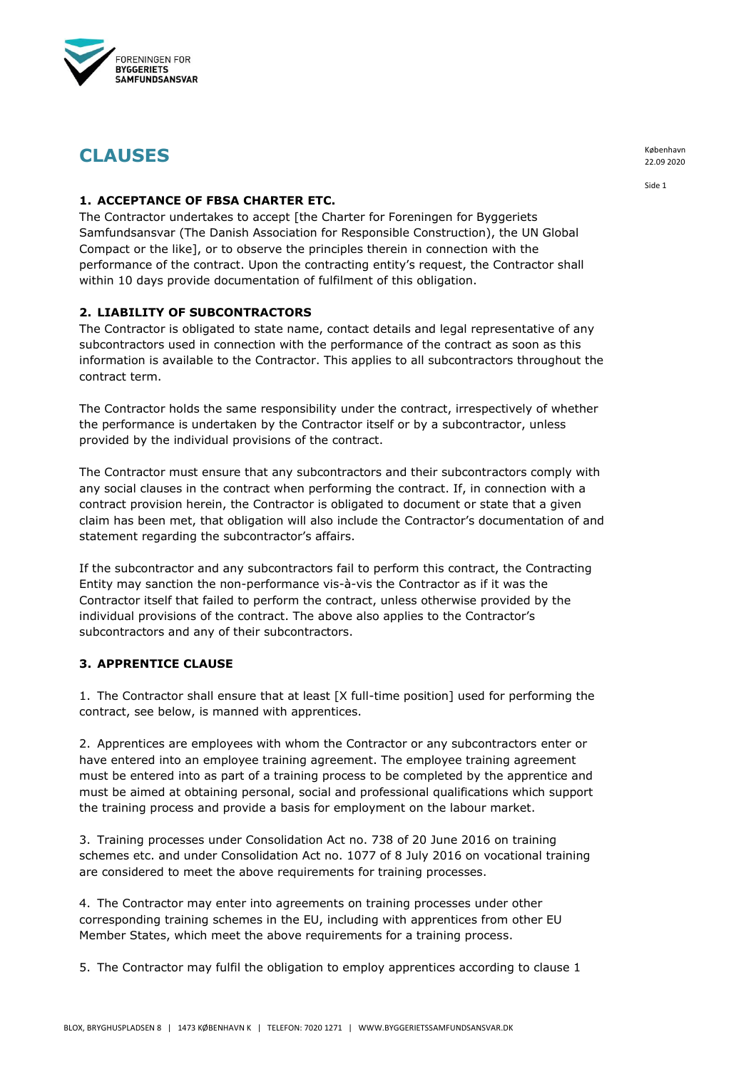# CLAUSES

København
22.09 2020

### 1. ACCEPTANCE OF FBSA CHARTER ETC.

The Contractor undertakes to accept [the Charter for Foreningen for Byggeriets Samfundsansvar (The Danish Association for Responsible Construction), the UN Global Compact or the like], or to observe the principles therein in connection with the performance of the contract. Upon the contracting entity's request, the Contractor shall within 10 days provide documentation of fulfilment of this obligation.

### 2. LIABILITY OF SUBCONTRACTORS

The Contractor is obligated to state name, contact details and legal representative of any subcontractors used in connection with the performance of the contract as soon as this information is available to the Contractor. This applies to all subcontractors throughout the contract term.

The Contractor holds the same responsibility under the contract, irrespectively of whether the performance is undertaken by the Contractor itself or by a subcontractor, unless provided by the individual provisions of the contract.

The Contractor must ensure that any subcontractors and their subcontractors comply with any social clauses in the contract when performing the contract. If, in connection with a contract provision herein, the Contractor is obligated to document or state that a given claim has been met, that obligation will also include the Contractor's documentation of and statement regarding the subcontractor's affairs.

If the subcontractor and any subcontractors fail to perform this contract, the Contracting Entity may sanction the non-performance vis-à-vis the Contractor as if it was the Contractor itself that failed to perform the contract, unless otherwise provided by the individual provisions of the contract. The above also applies to the Contractor's subcontractors and any of their subcontractors.

### 3. APPRENTICE CLAUSE

1. The Contractor shall ensure that at least [X full-time position] used for performing the contract, see below, is manned with apprentices.

2. Apprentices are employees with whom the Contractor or any subcontractors enter or have entered into an employee training agreement. The employee training agreement must be entered into as part of a training process to be completed by the apprentice and must be aimed at obtaining personal, social and professional qualifications which support the training process and provide a basis for employment on the labour market.

3. Training processes under Consolidation Act no. 738 of 20 June 2016 on training schemes etc. and under Consolidation Act no. 1077 of 8 July 2016 on vocational training are considered to meet the above requirements for training processes.

4. The Contractor may enter into agreements on training processes under other corresponding training schemes in the EU, including with apprentices from other EU Member States, which meet the above requirements for a training process.

5. The Contractor may fulfil the obligation to employ apprentices according to clause 1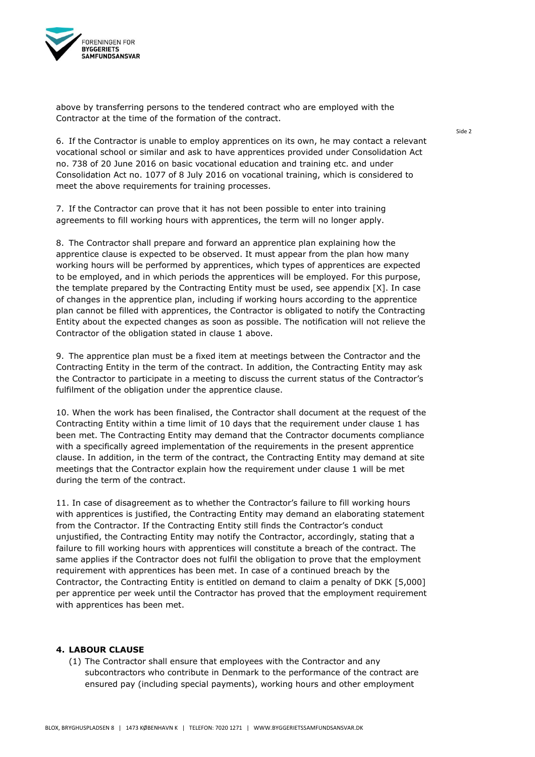above by transferring persons to the tendered contract who are employed with the Contractor at the time of the formation of the contract.

6. If the Contractor is unable to employ apprentices on its own, he may contact a relevant vocational school or similar and ask to have apprentices provided under Consolidation Act no. 738 of 20 June 2016 on basic vocational education and training etc. and under Consolidation Act no. 1077 of 8 July 2016 on vocational training, which is considered to meet the above requirements for training processes.

7. If the Contractor can prove that it has not been possible to enter into training agreements to fill working hours with apprentices, the term will no longer apply.

8. The Contractor shall prepare and forward an apprentice plan explaining how the apprentice clause is expected to be observed. It must appear from the plan how many working hours will be performed by apprentices, which types of apprentices are expected to be employed, and in which periods the apprentices will be employed. For this purpose, the template prepared by the Contracting Entity must be used, see appendix [X]. In case of changes in the apprentice plan, including if working hours according to the apprentice plan cannot be filled with apprentices, the Contractor is obligated to notify the Contracting Entity about the expected changes as soon as possible. The notification will not relieve the Contractor of the obligation stated in clause 1 above.

9. The apprentice plan must be a fixed item at meetings between the Contractor and the Contracting Entity in the term of the contract. In addition, the Contracting Entity may ask the Contractor to participate in a meeting to discuss the current status of the Contractor's fulfilment of the obligation under the apprentice clause.

10. When the work has been finalised, the Contractor shall document at the request of the Contracting Entity within a time limit of 10 days that the requirement under clause 1 has been met. The Contracting Entity may demand that the Contractor documents compliance with a specifically agreed implementation of the requirements in the present apprentice clause. In addition, in the term of the contract, the Contracting Entity may demand at site meetings that the Contractor explain how the requirement under clause 1 will be met during the term of the contract.

11. In case of disagreement as to whether the Contractor's failure to fill working hours with apprentices is justified, the Contracting Entity may demand an elaborating statement from the Contractor. If the Contracting Entity still finds the Contractor's conduct unjustified, the Contracting Entity may notify the Contractor, accordingly, stating that a failure to fill working hours with apprentices will constitute a breach of the contract. The same applies if the Contractor does not fulfil the obligation to prove that the employment requirement with apprentices has been met. In case of a continued breach by the Contractor, the Contracting Entity is entitled on demand to claim a penalty of DKK [5,000] per apprentice per week until the Contractor has proved that the employment requirement with apprentices has been met.

## 4. LABOUR CLAUSE

(1) The Contractor shall ensure that employees with the Contractor and any subcontractors who contribute in Denmark to the performance of the contract are ensured pay (including special payments), working hours and other employment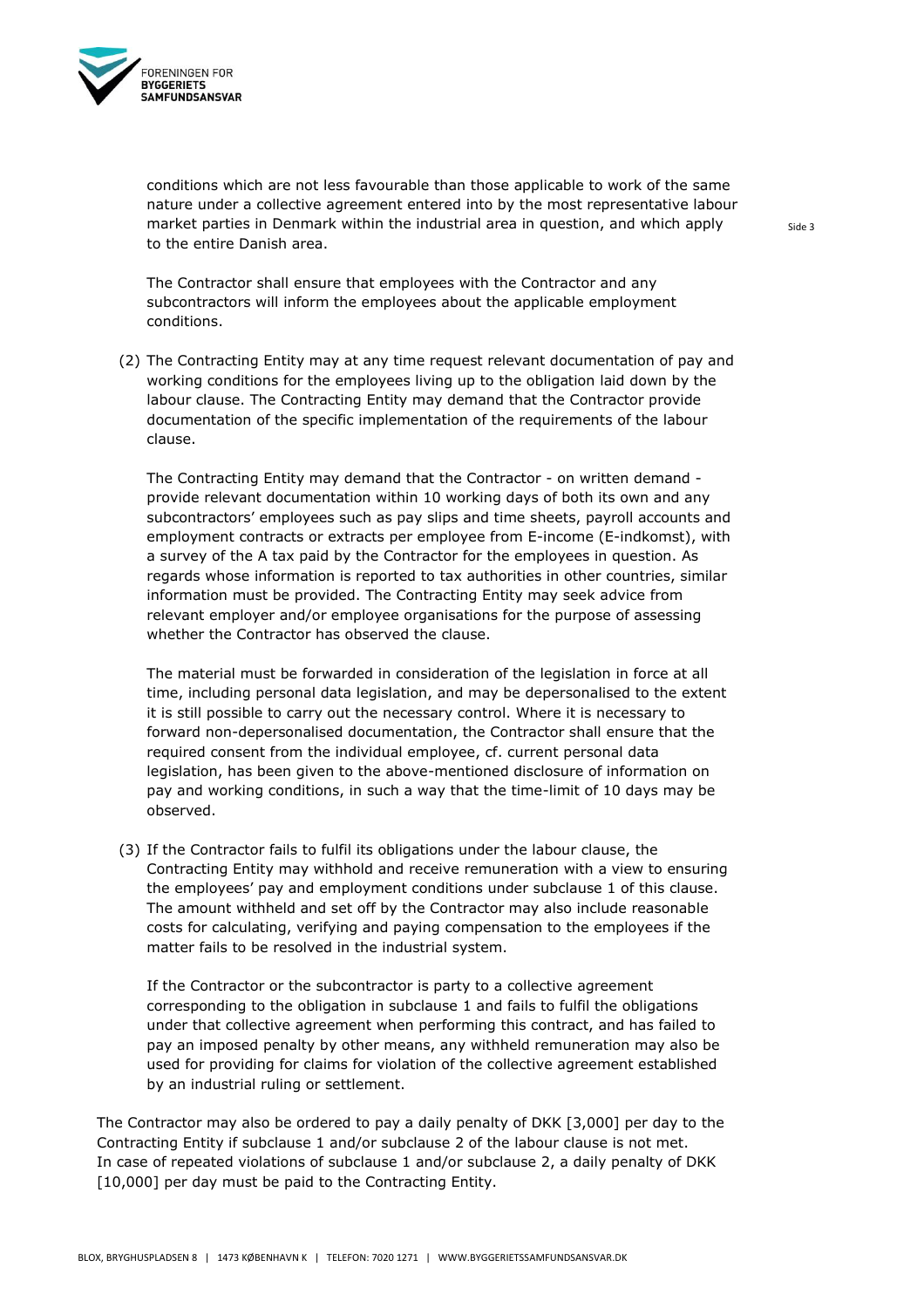conditions which are not less favourable than those applicable to work of the same nature under a collective agreement entered into by the most representative labour market parties in Denmark within the industrial area in question, and which apply to the entire Danish area.

The Contractor shall ensure that employees with the Contractor and any subcontractors will inform the employees about the applicable employment conditions.

(2) The Contracting Entity may at any time request relevant documentation of pay and working conditions for the employees living up to the obligation laid down by the labour clause. The Contracting Entity may demand that the Contractor provide documentation of the specific implementation of the requirements of the labour clause.

The Contracting Entity may demand that the Contractor - on written demand - provide relevant documentation within 10 working days of both its own and any subcontractors' employees such as pay slips and time sheets, payroll accounts and employment contracts or extracts per employee from E-income (E-indkomst), with a survey of the A tax paid by the Contractor for the employees in question. As regards whose information is reported to tax authorities in other countries, similar information must be provided. The Contracting Entity may seek advice from relevant employer and/or employee organisations for the purpose of assessing whether the Contractor has observed the clause.

The material must be forwarded in consideration of the legislation in force at all time, including personal data legislation, and may be depersonalised to the extent it is still possible to carry out the necessary control. Where it is necessary to forward non-depersonalised documentation, the Contractor shall ensure that the required consent from the individual employee, cf. current personal data legislation, has been given to the above-mentioned disclosure of information on pay and working conditions, in such a way that the time-limit of 10 days may be observed.

(3) If the Contractor fails to fulfil its obligations under the labour clause, the Contracting Entity may withhold and receive remuneration with a view to ensuring the employees' pay and employment conditions under subclause 1 of this clause. The amount withheld and set off by the Contractor may also include reasonable costs for calculating, verifying and paying compensation to the employees if the matter fails to be resolved in the industrial system.

If the Contractor or the subcontractor is party to a collective agreement corresponding to the obligation in subclause 1 and fails to fulfil the obligations under that collective agreement when performing this contract, and has failed to pay an imposed penalty by other means, any withheld remuneration may also be used for providing for claims for violation of the collective agreement established by an industrial ruling or settlement.

The Contractor may also be ordered to pay a daily penalty of DKK [3,000] per day to the Contracting Entity if subclause 1 and/or subclause 2 of the labour clause is not met. In case of repeated violations of subclause 1 and/or subclause 2, a daily penalty of DKK [10,000] per day must be paid to the Contracting Entity.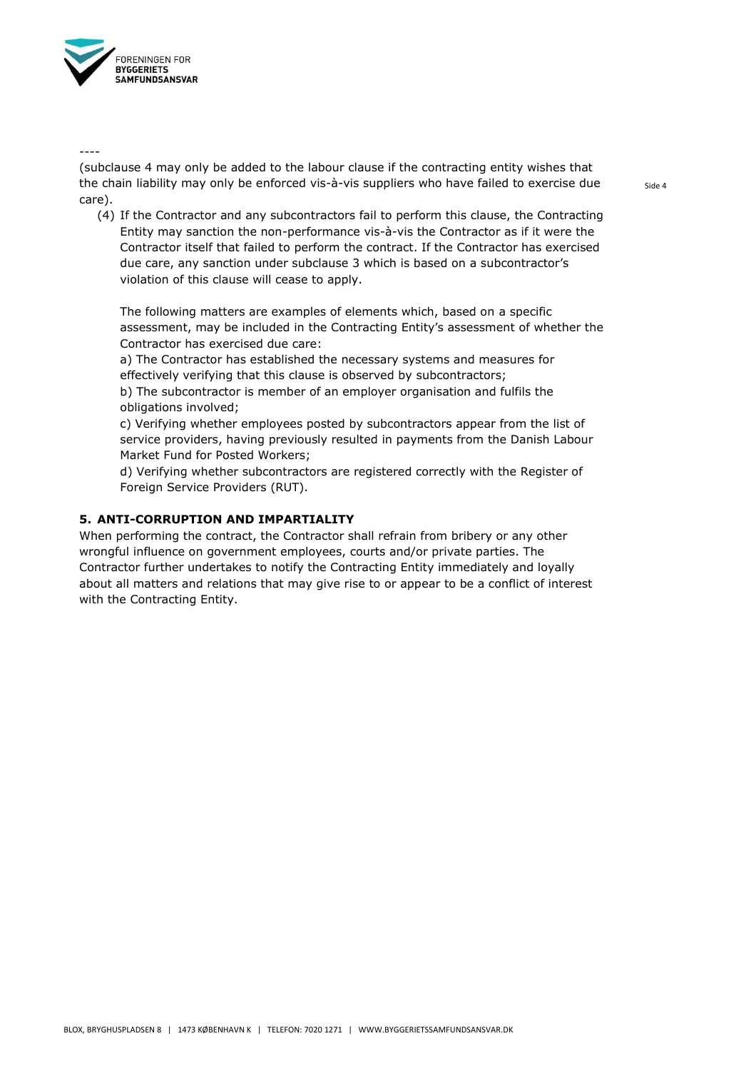----

(subclause 4 may only be added to the labour clause if the contracting entity wishes that the chain liability may only be enforced vis-à-vis suppliers who have failed to exercise due care).

(4) If the Contractor and any subcontractors fail to perform this clause, the Contracting Entity may sanction the non-performance vis-à-vis the Contractor as if it were the Contractor itself that failed to perform the contract. If the Contractor has exercised due care, any sanction under subclause 3 which is based on a subcontractor's violation of this clause will cease to apply.

The following matters are examples of elements which, based on a specific assessment, may be included in the Contracting Entity's assessment of whether the Contractor has exercised due care:

a) The Contractor has established the necessary systems and measures for effectively verifying that this clause is observed by subcontractors;

b) The subcontractor is member of an employer organisation and fulfils the obligations involved;

c) Verifying whether employees posted by subcontractors appear from the list of service providers, having previously resulted in payments from the Danish Labour Market Fund for Posted Workers;

d) Verifying whether subcontractors are registered correctly with the Register of Foreign Service Providers (RUT).

## 5. ANTI-CORRUPTION AND IMPARTIALITY

When performing the contract, the Contractor shall refrain from bribery or any other wrongful influence on government employees, courts and/or private parties. The Contractor further undertakes to notify the Contracting Entity immediately and loyally about all matters and relations that may give rise to or appear to be a conflict of interest with the Contracting Entity.